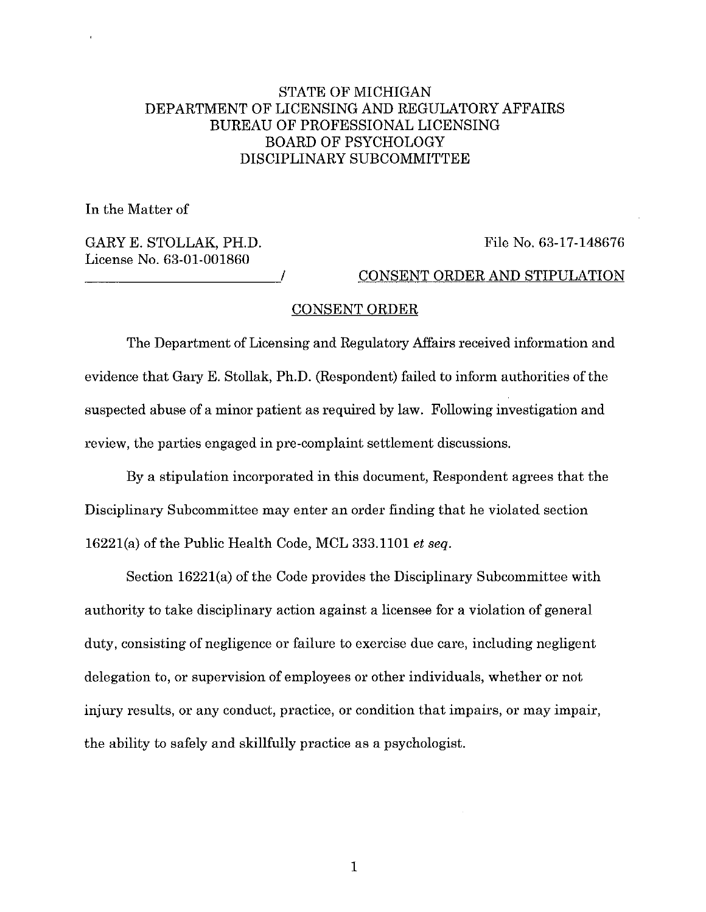STATE OF MICHIGAN
DEPARTMENT OF LICENSING AND REGULATORY AFFAIRS
BUREAU OF PROFESSIONAL LICENSING
BOARD OF PSYCHOLOGY
DISCIPLINARY SUBCOMMITTEE

In the Matter of

GARY E. STOLLAK, PH.D.
License No. 63-01-001860
_____________________________/

File No. 63-17-148676

CONSENT ORDER AND STIPULATION

## CONSENT ORDER

The Department of Licensing and Regulatory Affairs received information and evidence that Gary E. Stollak, Ph.D. (Respondent) failed to inform authorities of the suspected abuse of a minor patient as required by law. Following investigation and review, the parties engaged in pre-complaint settlement discussions.

By a stipulation incorporated in this document, Respondent agrees that the Disciplinary Subcommittee may enter an order finding that he violated section 16221(a) of the Public Health Code, MCL 333.1101 *et seq*.

Section 16221(a) of the Code provides the Disciplinary Subcommittee with authority to take disciplinary action against a licensee for a violation of general duty, consisting of negligence or failure to exercise due care, including negligent delegation to, or supervision of employees or other individuals, whether or not injury results, or any conduct, practice, or condition that impairs, or may impair, the ability to safely and skillfully practice as a psychologist.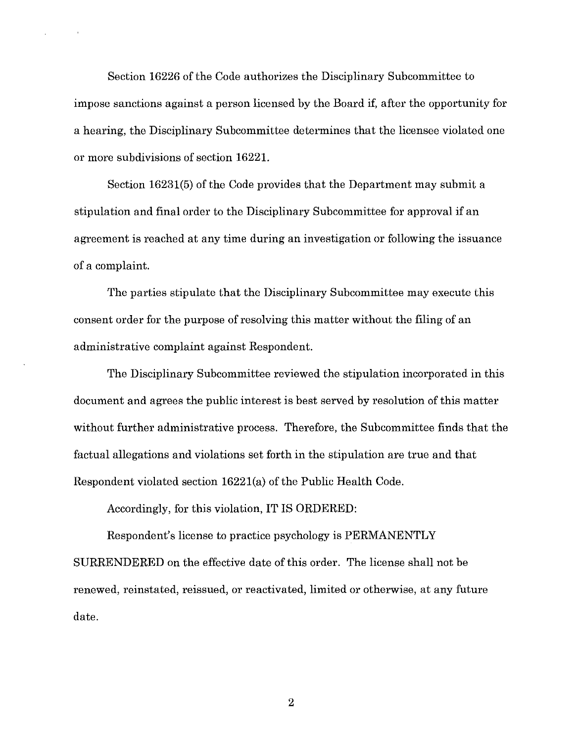Section 16226 of the Code authorizes the Disciplinary Subcommittee to impose sanctions against a person licensed by the Board if, after the opportunity for a hearing, the Disciplinary Subcommittee determines that the licensee violated one or more subdivisions of section 16221.

Section 16231(5) of the Code provides that the Department may submit a stipulation and final order to the Disciplinary Subcommittee for approval if an agreement is reached at any time during an investigation or following the issuance of a complaint.

The parties stipulate that the Disciplinary Subcommittee may execute this consent order for the purpose of resolving this matter without the filing of an administrative complaint against Respondent.

The Disciplinary Subcommittee reviewed the stipulation incorporated in this document and agrees the public interest is best served by resolution of this matter without further administrative process. Therefore, the Subcommittee finds that the factual allegations and violations set forth in the stipulation are true and that Respondent violated section 16221(a) of the Public Health Code.

Accordingly, for this violation, IT IS ORDERED:

Respondent's license to practice psychology is PERMANENTLY SURRENDERED on the effective date of this order. The license shall not be renewed, reinstated, reissued, or reactivated, limited or otherwise, at any future date.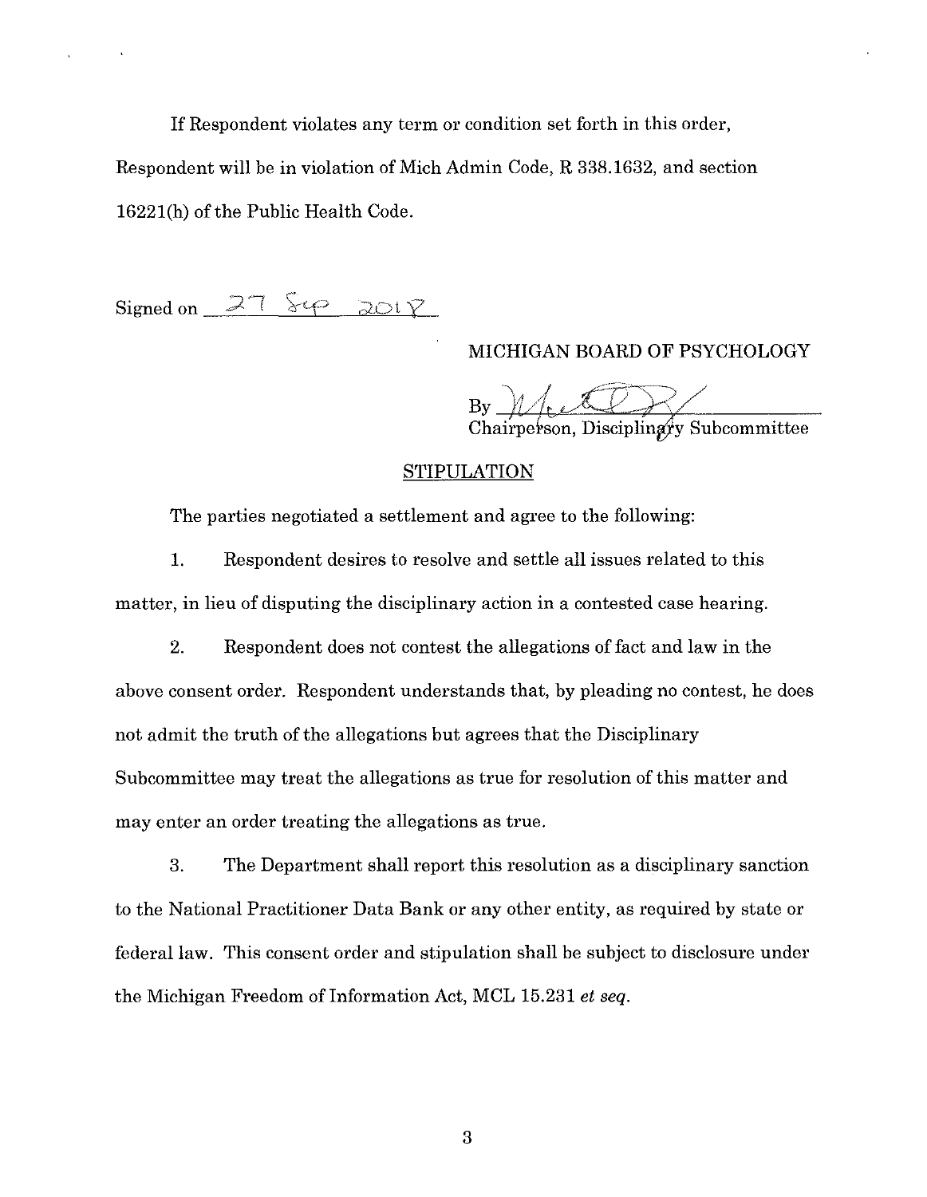If Respondent violates any term or condition set forth in this order, Respondent will be in violation of Mich Admin Code, R 338.1632, and section 16221(h) of the Public Health Code.

Signed on 27 Sep 2018

MICHIGAN BOARD OF PSYCHOLOGY

By ______________________
Chairperson, Disciplinary Subcommittee

## STIPULATION

The parties negotiated a settlement and agree to the following:

1. Respondent desires to resolve and settle all issues related to this matter, in lieu of disputing the disciplinary action in a contested case hearing.

2. Respondent does not contest the allegations of fact and law in the above consent order. Respondent understands that, by pleading no contest, he does not admit the truth of the allegations but agrees that the Disciplinary Subcommittee may treat the allegations as true for resolution of this matter and may enter an order treating the allegations as true.

3. The Department shall report this resolution as a disciplinary sanction to the National Practitioner Data Bank or any other entity, as required by state or federal law. This consent order and stipulation shall be subject to disclosure under the Michigan Freedom of Information Act, MCL 15.231 *et seq.*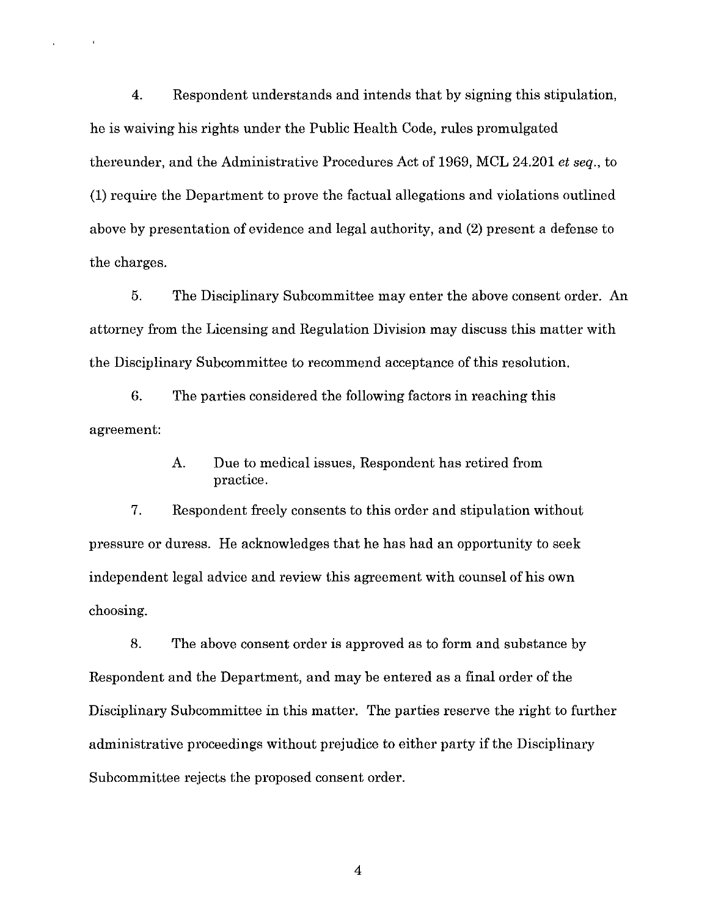4. Respondent understands and intends that by signing this stipulation, he is waiving his rights under the Public Health Code, rules promulgated thereunder, and the Administrative Procedures Act of 1969, MCL 24.201 *et seq.*, to (1) require the Department to prove the factual allegations and violations outlined above by presentation of evidence and legal authority, and (2) present a defense to the charges.

5. The Disciplinary Subcommittee may enter the above consent order. An attorney from the Licensing and Regulation Division may discuss this matter with the Disciplinary Subcommittee to recommend acceptance of this resolution.

6. The parties considered the following factors in reaching this agreement:

   A. Due to medical issues, Respondent has retired from practice.

7. Respondent freely consents to this order and stipulation without pressure or duress. He acknowledges that he has had an opportunity to seek independent legal advice and review this agreement with counsel of his own choosing.

8. The above consent order is approved as to form and substance by Respondent and the Department, and may be entered as a final order of the Disciplinary Subcommittee in this matter. The parties reserve the right to further administrative proceedings without prejudice to either party if the Disciplinary Subcommittee rejects the proposed consent order.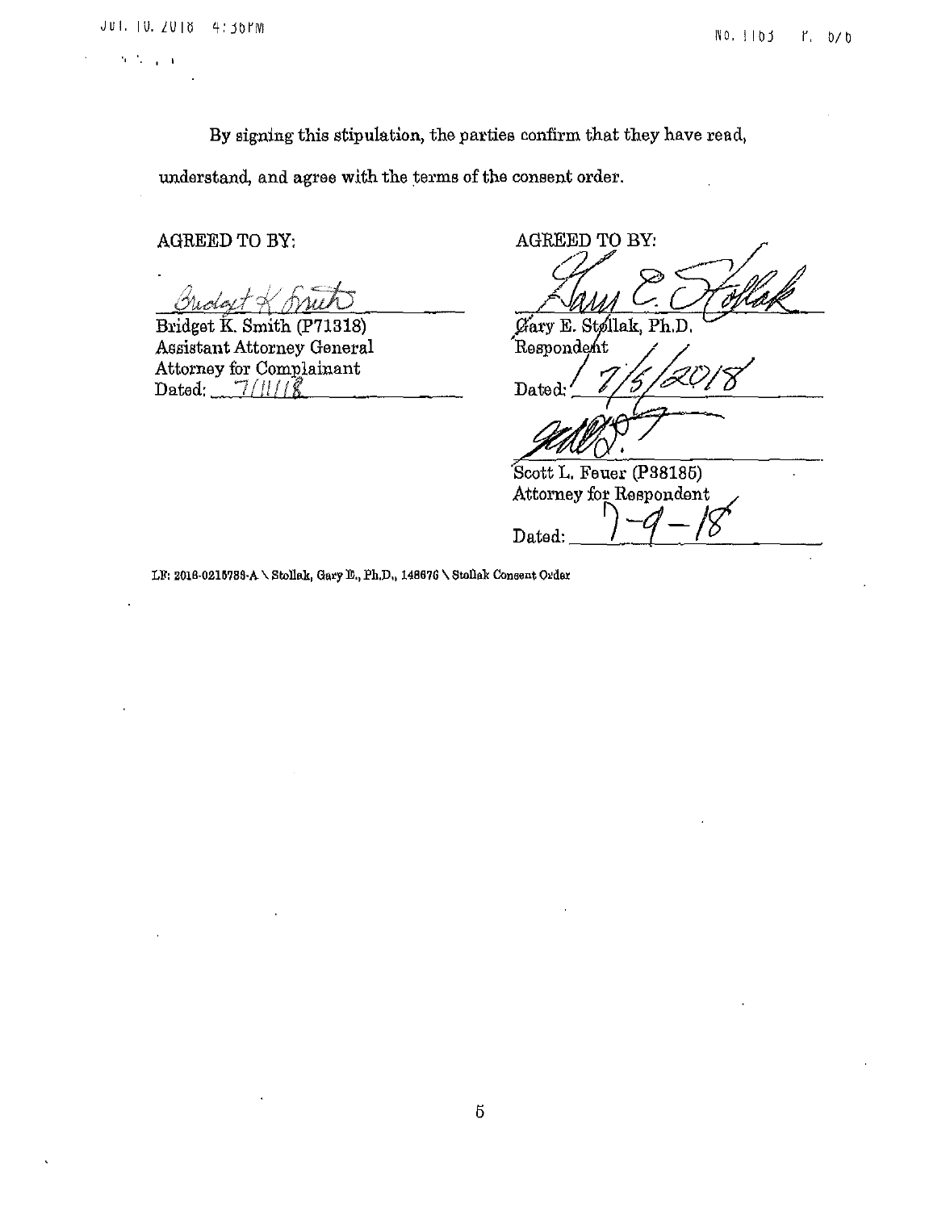By signing this stipulation, the parties confirm that they have read, understand, and agree with the terms of the consent order.

AGREED TO BY:

Bridget K. Smith (P71318)
Assistant Attorney General
Attorney for Complainant
Dated: 7/11/18

AGREED TO BY:

Gary E. Stollak, Ph.D.
Respondent
Dated: 7/5/2018

Scott L. Feuer (P38185)
Attorney for Respondent
Dated: 7-9-18

LF: 2018-0216789-A \ Stollak, Gary E., Ph.D., 148676 \ Stollak Consent Order